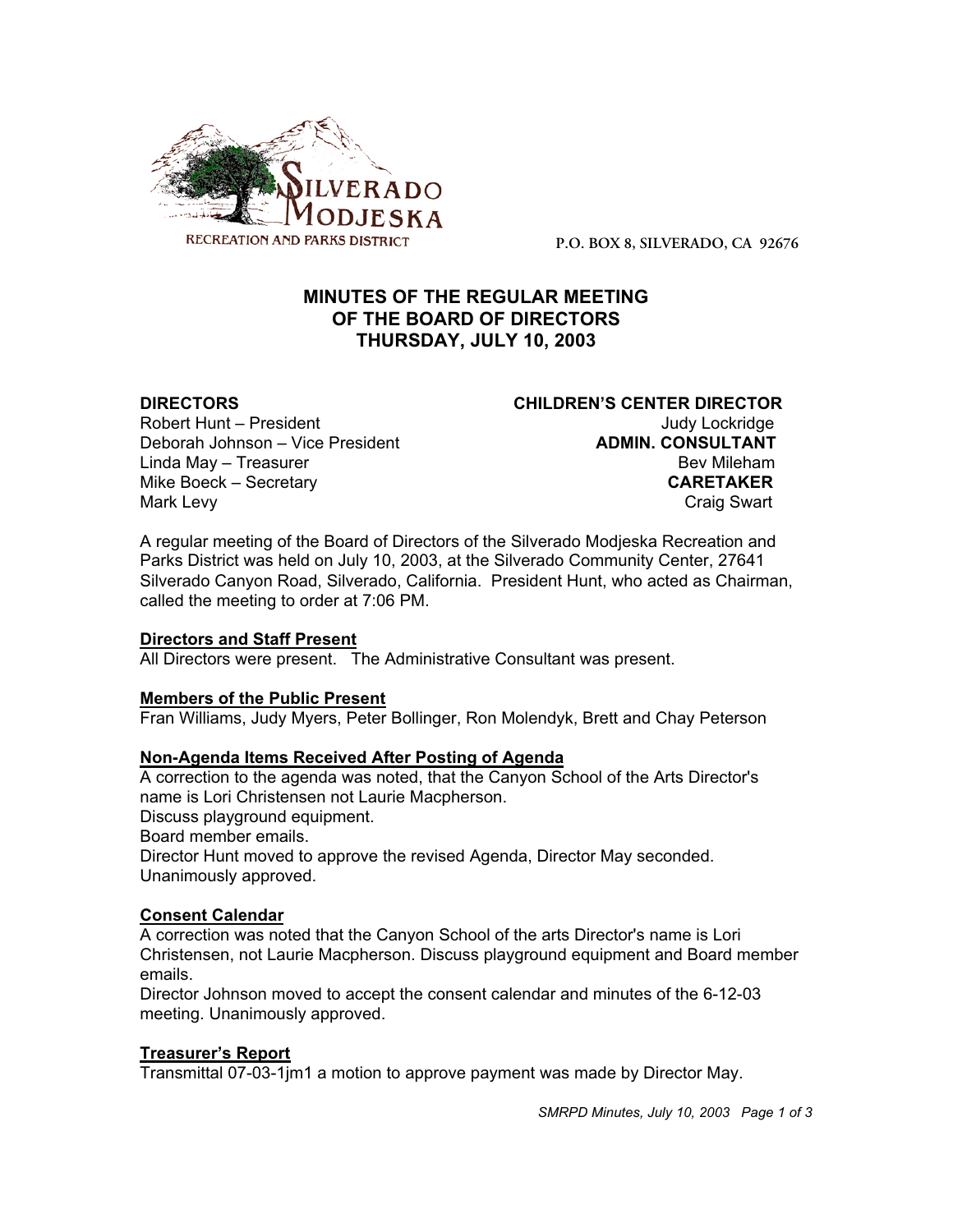SILVERADO MODJESKA

RECREATION AND PARKS DISTRICT

P.O. BOX 8, SILVERADO, CA 92676

# MINUTES OF THE REGULAR MEETING OF THE BOARD OF DIRECTORS THURSDAY, JULY 10, 2003

**DIRECTORS**
Robert Hunt – President
Deborah Johnson – Vice President
Linda May – Treasurer
Mike Boeck – Secretary
Mark Levy

**CHILDREN'S CENTER DIRECTOR**
Judy Lockridge

**ADMIN. CONSULTANT**
Bev Mileham

**CARETAKER**
Craig Swart

A regular meeting of the Board of Directors of the Silverado Modjeska Recreation and Parks District was held on July 10, 2003, at the Silverado Community Center, 27641 Silverado Canyon Road, Silverado, California. President Hunt, who acted as Chairman, called the meeting to order at 7:06 PM.

**Directors and Staff Present**

All Directors were present. The Administrative Consultant was present.

**Members of the Public Present**

Fran Williams, Judy Myers, Peter Bollinger, Ron Molendyk, Brett and Chay Peterson

**Non-Agenda Items Received After Posting of Agenda**

A correction to the agenda was noted, that the Canyon School of the Arts Director's name is Lori Christensen not Laurie Macpherson.
Discuss playground equipment.
Board member emails.
Director Hunt moved to approve the revised Agenda, Director May seconded.
Unanimously approved.

**Consent Calendar**

A correction was noted that the Canyon School of the arts Director's name is Lori Christensen, not Laurie Macpherson. Discuss playground equipment and Board member emails.
Director Johnson moved to accept the consent calendar and minutes of the 6-12-03 meeting. Unanimously approved.

**Treasurer's Report**

Transmittal 07-03-1jm1 a motion to approve payment was made by Director May.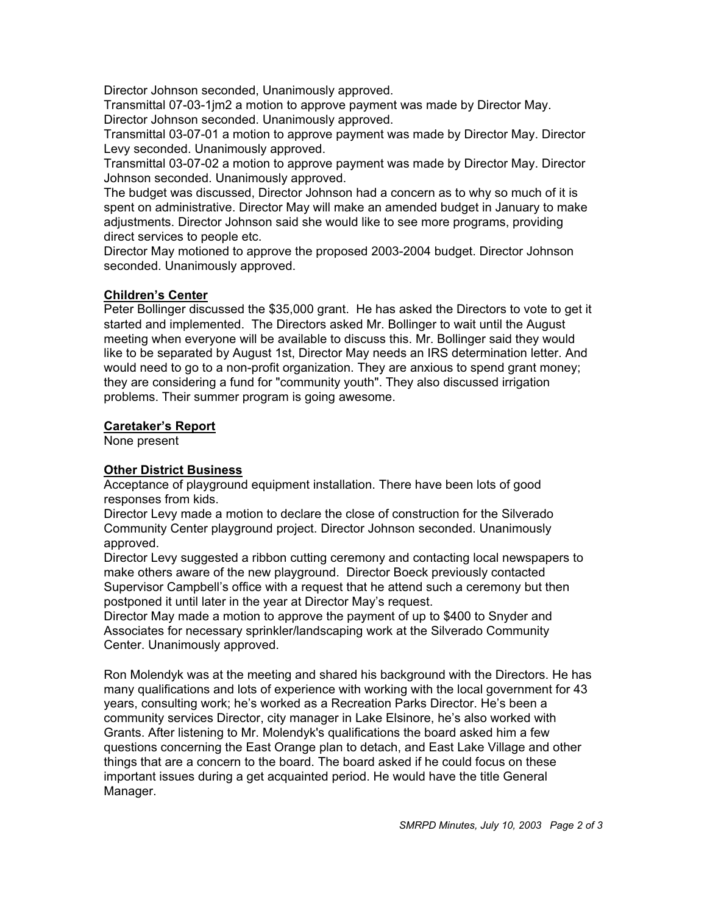Director Johnson seconded, Unanimously approved.

Transmittal 07-03-1jm2 a motion to approve payment was made by Director May. Director Johnson seconded. Unanimously approved.

Transmittal 03-07-01 a motion to approve payment was made by Director May. Director Levy seconded. Unanimously approved.

Transmittal 03-07-02 a motion to approve payment was made by Director May. Director Johnson seconded. Unanimously approved.

The budget was discussed, Director Johnson had a concern as to why so much of it is spent on administrative. Director May will make an amended budget in January to make adjustments. Director Johnson said she would like to see more programs, providing direct services to people etc.

Director May motioned to approve the proposed 2003-2004 budget. Director Johnson seconded. Unanimously approved.

**Children's Center**

Peter Bollinger discussed the $35,000 grant. He has asked the Directors to vote to get it started and implemented. The Directors asked Mr. Bollinger to wait until the August meeting when everyone will be available to discuss this. Mr. Bollinger said they would like to be separated by August 1st, Director May needs an IRS determination letter. And would need to go to a non-profit organization. They are anxious to spend grant money; they are considering a fund for "community youth". They also discussed irrigation problems. Their summer program is going awesome.

**Caretaker's Report**

None present

**Other District Business**

Acceptance of playground equipment installation. There have been lots of good responses from kids.

Director Levy made a motion to declare the close of construction for the Silverado Community Center playground project. Director Johnson seconded. Unanimously approved.

Director Levy suggested a ribbon cutting ceremony and contacting local newspapers to make others aware of the new playground. Director Boeck previously contacted Supervisor Campbell's office with a request that he attend such a ceremony but then postponed it until later in the year at Director May's request.

Director May made a motion to approve the payment of up to $400 to Snyder and Associates for necessary sprinkler/landscaping work at the Silverado Community Center. Unanimously approved.

Ron Molendyk was at the meeting and shared his background with the Directors. He has many qualifications and lots of experience with working with the local government for 43 years, consulting work; he's worked as a Recreation Parks Director. He's been a community services Director, city manager in Lake Elsinore, he's also worked with Grants. After listening to Mr. Molendyk's qualifications the board asked him a few questions concerning the East Orange plan to detach, and East Lake Village and other things that are a concern to the board. The board asked if he could focus on these important issues during a get acquainted period. He would have the title General Manager.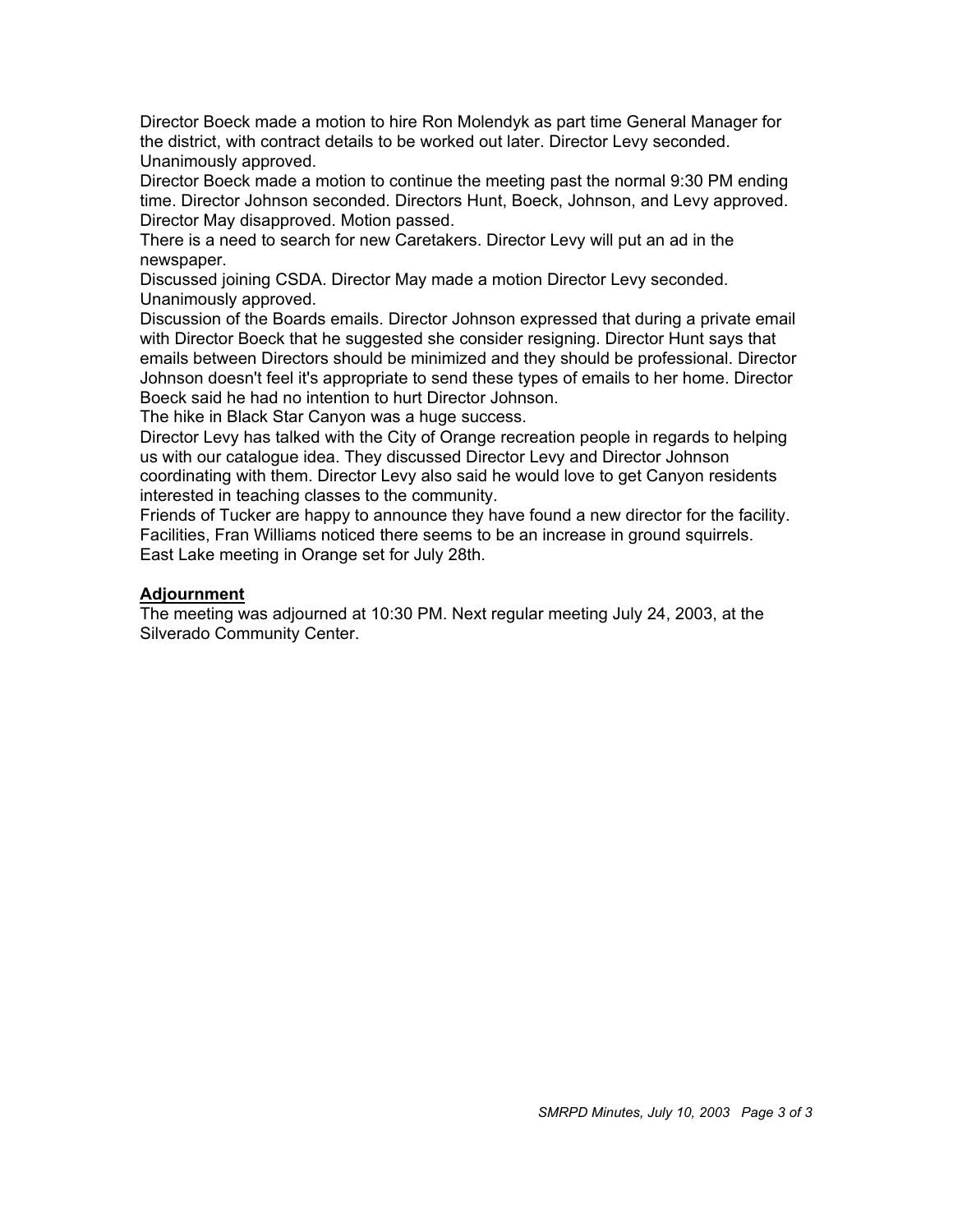Director Boeck made a motion to hire Ron Molendyk as part time General Manager for the district, with contract details to be worked out later. Director Levy seconded. Unanimously approved.

Director Boeck made a motion to continue the meeting past the normal 9:30 PM ending time. Director Johnson seconded. Directors Hunt, Boeck, Johnson, and Levy approved. Director May disapproved. Motion passed.

There is a need to search for new Caretakers. Director Levy will put an ad in the newspaper.

Discussed joining CSDA. Director May made a motion Director Levy seconded. Unanimously approved.

Discussion of the Boards emails. Director Johnson expressed that during a private email with Director Boeck that he suggested she consider resigning. Director Hunt says that emails between Directors should be minimized and they should be professional. Director Johnson doesn't feel it's appropriate to send these types of emails to her home. Director Boeck said he had no intention to hurt Director Johnson.

The hike in Black Star Canyon was a huge success.

Director Levy has talked with the City of Orange recreation people in regards to helping us with our catalogue idea. They discussed Director Levy and Director Johnson coordinating with them. Director Levy also said he would love to get Canyon residents interested in teaching classes to the community.

Friends of Tucker are happy to announce they have found a new director for the facility.

Facilities, Fran Williams noticed there seems to be an increase in ground squirrels.

East Lake meeting in Orange set for July 28th.

**Adjournment**

The meeting was adjourned at 10:30 PM. Next regular meeting July 24, 2003, at the Silverado Community Center.